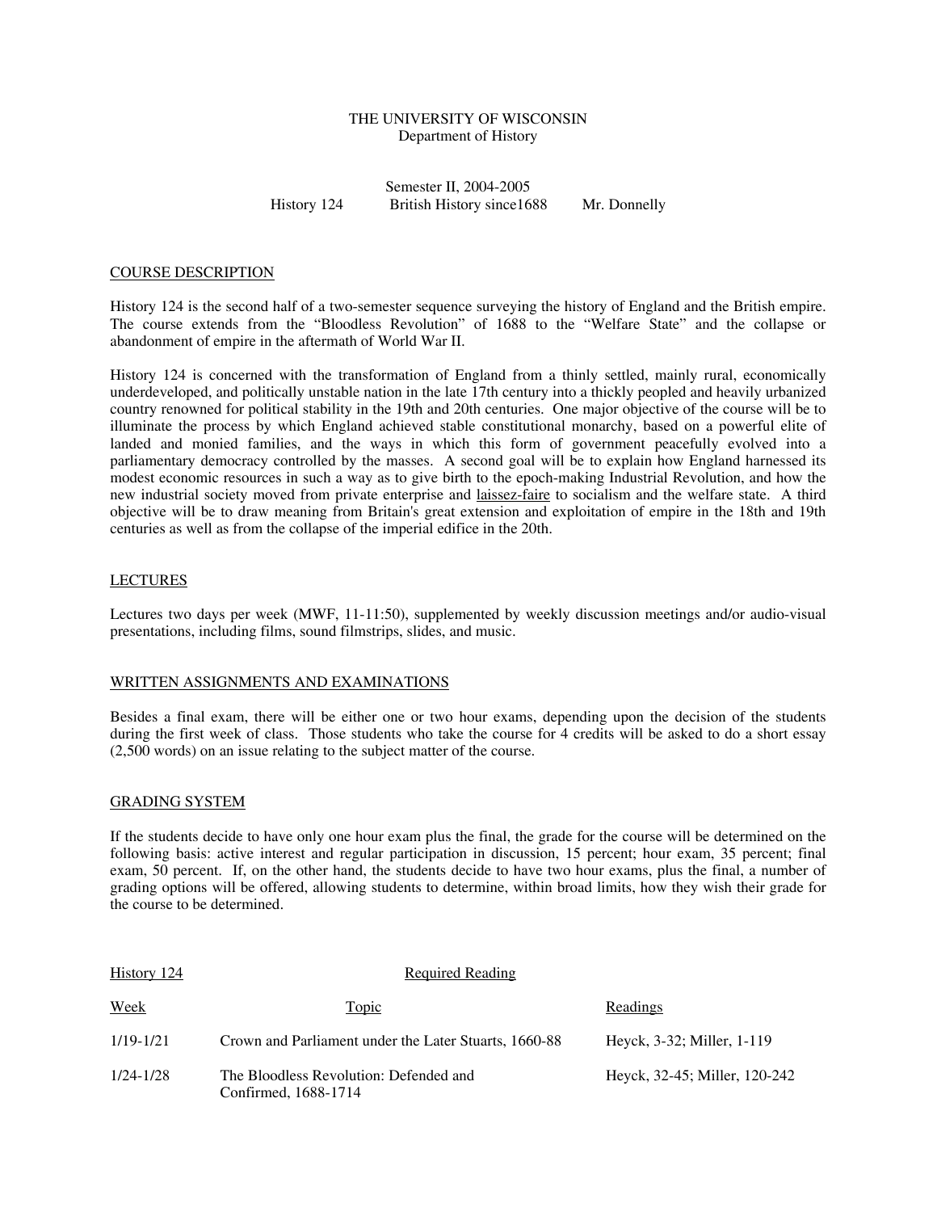THE UNIVERSITY OF WISCONSIN
Department of History

Semester II, 2004-2005

History 124 British History since1688 Mr. Donnelly

## COURSE DESCRIPTION

History 124 is the second half of a two-semester sequence surveying the history of England and the British empire. The course extends from the "Bloodless Revolution" of 1688 to the "Welfare State" and the collapse or abandonment of empire in the aftermath of World War II.

History 124 is concerned with the transformation of England from a thinly settled, mainly rural, economically underdeveloped, and politically unstable nation in the late 17th century into a thickly peopled and heavily urbanized country renowned for political stability in the 19th and 20th centuries. One major objective of the course will be to illuminate the process by which England achieved stable constitutional monarchy, based on a powerful elite of landed and monied families, and the ways in which this form of government peacefully evolved into a parliamentary democracy controlled by the masses. A second goal will be to explain how England harnessed its modest economic resources in such a way as to give birth to the epoch-making Industrial Revolution, and how the new industrial society moved from private enterprise and laissez-faire to socialism and the welfare state. A third objective will be to draw meaning from Britain's great extension and exploitation of empire in the 18th and 19th centuries as well as from the collapse of the imperial edifice in the 20th.

## LECTURES

Lectures two days per week (MWF, 11-11:50), supplemented by weekly discussion meetings and/or audio-visual presentations, including films, sound filmstrips, slides, and music.

## WRITTEN ASSIGNMENTS AND EXAMINATIONS

Besides a final exam, there will be either one or two hour exams, depending upon the decision of the students during the first week of class. Those students who take the course for 4 credits will be asked to do a short essay (2,500 words) on an issue relating to the subject matter of the course.

## GRADING SYSTEM

If the students decide to have only one hour exam plus the final, the grade for the course will be determined on the following basis: active interest and regular participation in discussion, 15 percent; hour exam, 35 percent; final exam, 50 percent. If, on the other hand, the students decide to have two hour exams, plus the final, a number of grading options will be offered, allowing students to determine, within broad limits, how they wish their grade for the course to be determined.

History 124 — Required Reading

| Week | Topic | Readings |
|---|---|---|
| 1/19-1/21 | Crown and Parliament under the Later Stuarts, 1660-88 | Heyck, 3-32; Miller, 1-119 |
| 1/24-1/28 | The Bloodless Revolution: Defended and Confirmed, 1688-1714 | Heyck, 32-45; Miller, 120-242 |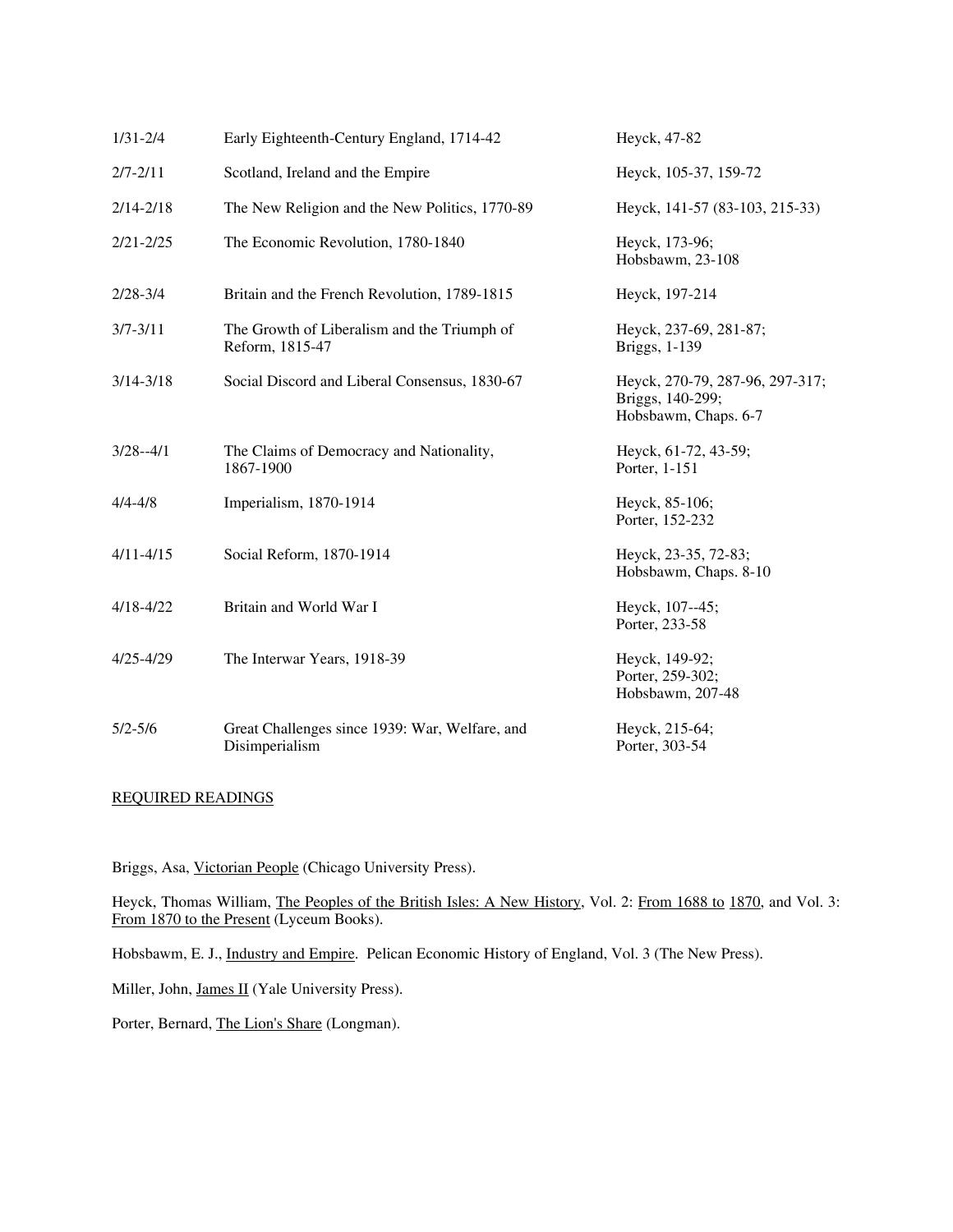| | | |
|---|---|---|
| 1/31-2/4 | Early Eighteenth-Century England, 1714-42 | Heyck, 47-82 |
| 2/7-2/11 | Scotland, Ireland and the Empire | Heyck, 105-37, 159-72 |
| 2/14-2/18 | The New Religion and the New Politics, 1770-89 | Heyck, 141-57 (83-103, 215-33) |
| 2/21-2/25 | The Economic Revolution, 1780-1840 | Heyck, 173-96; Hobsbawm, 23-108 |
| 2/28-3/4 | Britain and the French Revolution, 1789-1815 | Heyck, 197-214 |
| 3/7-3/11 | The Growth of Liberalism and the Triumph of Reform, 1815-47 | Heyck, 237-69, 281-87; Briggs, 1-139 |
| 3/14-3/18 | Social Discord and Liberal Consensus, 1830-67 | Heyck, 270-79, 287-96, 297-317; Briggs, 140-299; Hobsbawm, Chaps. 6-7 |
| 3/28--4/1 | The Claims of Democracy and Nationality, 1867-1900 | Heyck, 61-72, 43-59; Porter, 1-151 |
| 4/4-4/8 | Imperialism, 1870-1914 | Heyck, 85-106; Porter, 152-232 |
| 4/11-4/15 | Social Reform, 1870-1914 | Heyck, 23-35, 72-83; Hobsbawm, Chaps. 8-10 |
| 4/18-4/22 | Britain and World War I | Heyck, 107--45; Porter, 233-58 |
| 4/25-4/29 | The Interwar Years, 1918-39 | Heyck, 149-92; Porter, 259-302; Hobsbawm, 207-48 |
| 5/2-5/6 | Great Challenges since 1939: War, Welfare, and Disimperialism | Heyck, 215-64; Porter, 303-54 |

REQUIRED READINGS

Briggs, Asa, Victorian People (Chicago University Press).

Heyck, Thomas William, The Peoples of the British Isles: A New History, Vol. 2: From 1688 to 1870, and Vol. 3: From 1870 to the Present (Lyceum Books).

Hobsbawm, E. J., Industry and Empire. Pelican Economic History of England, Vol. 3 (The New Press).

Miller, John, James II (Yale University Press).

Porter, Bernard, The Lion's Share (Longman).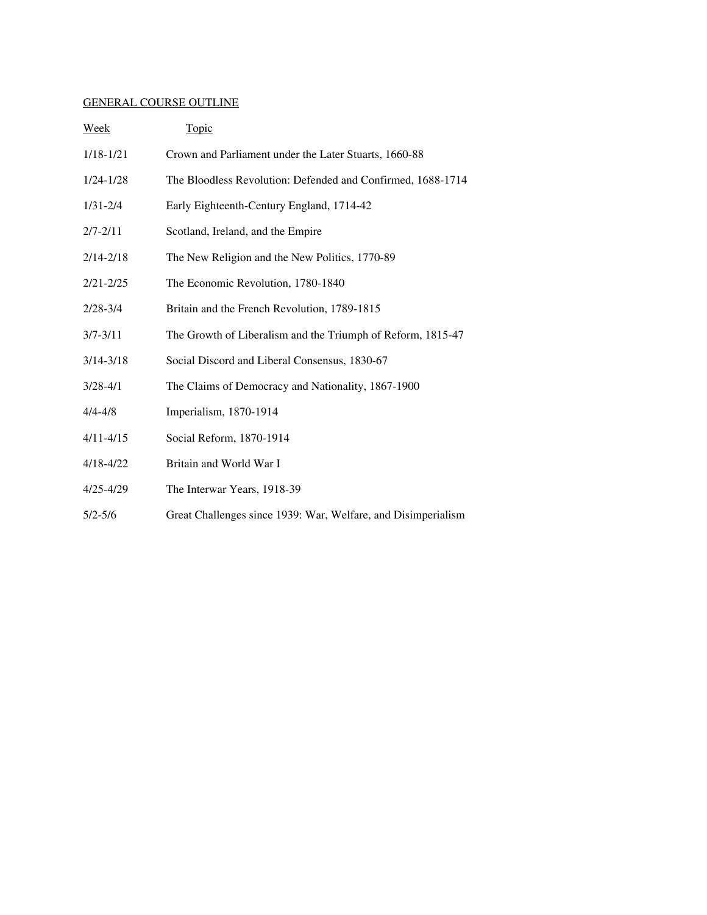GENERAL COURSE OUTLINE

| Week | Topic |
| --- | --- |
| 1/18-1/21 | Crown and Parliament under the Later Stuarts, 1660-88 |
| 1/24-1/28 | The Bloodless Revolution: Defended and Confirmed, 1688-1714 |
| 1/31-2/4 | Early Eighteenth-Century England, 1714-42 |
| 2/7-2/11 | Scotland, Ireland, and the Empire |
| 2/14-2/18 | The New Religion and the New Politics, 1770-89 |
| 2/21-2/25 | The Economic Revolution, 1780-1840 |
| 2/28-3/4 | Britain and the French Revolution, 1789-1815 |
| 3/7-3/11 | The Growth of Liberalism and the Triumph of Reform, 1815-47 |
| 3/14-3/18 | Social Discord and Liberal Consensus, 1830-67 |
| 3/28-4/1 | The Claims of Democracy and Nationality, 1867-1900 |
| 4/4-4/8 | Imperialism, 1870-1914 |
| 4/11-4/15 | Social Reform, 1870-1914 |
| 4/18-4/22 | Britain and World War I |
| 4/25-4/29 | The Interwar Years, 1918-39 |
| 5/2-5/6 | Great Challenges since 1939: War, Welfare, and Disimperialism |